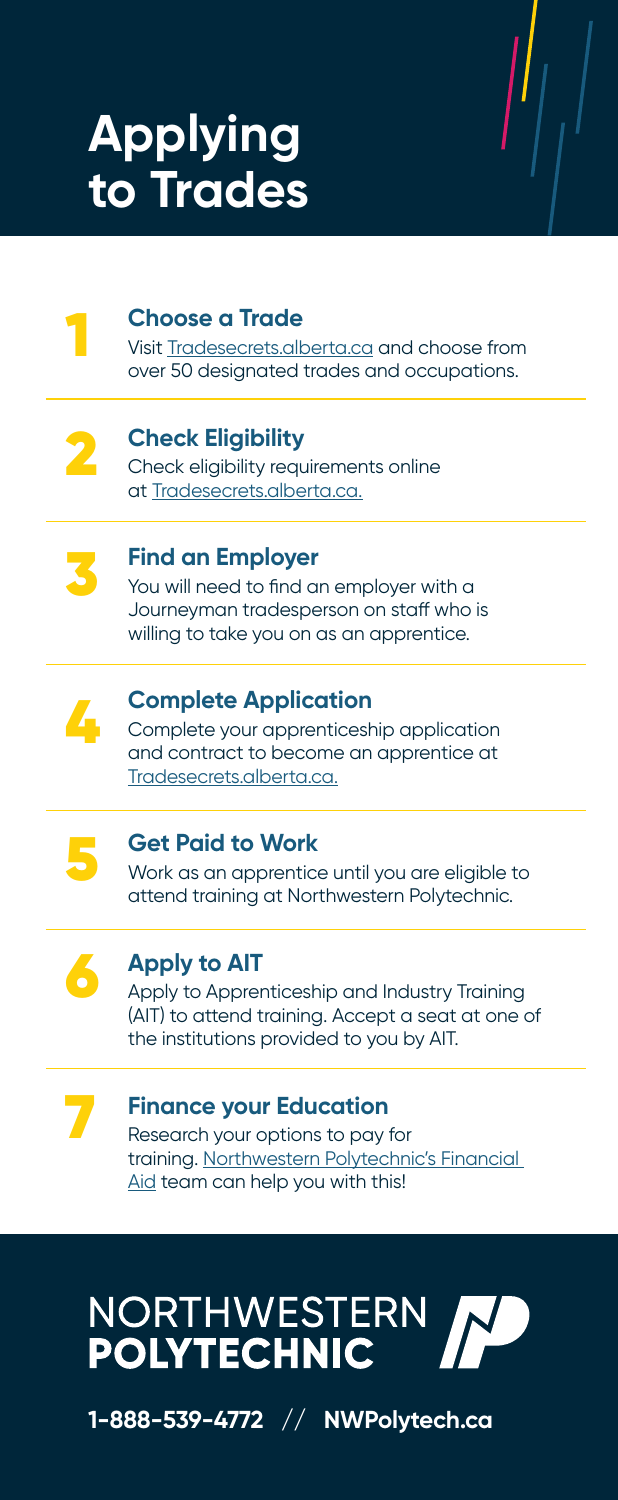# Applying to Trades

## 1 Choose a Trade

Visit Tradesecrets.alberta.ca and choose from over 50 designated trades and occupations.

## 2 Check Eligibility

Check eligibility requirements online at Tradesecrets.alberta.ca.

## 3 Find an Employer

You will need to find an employer with a Journeyman tradesperson on staff who is willing to take you on as an apprentice.

## 4 Complete Application

Complete your apprenticeship application and contract to become an apprentice at Tradesecrets.alberta.ca.

## 5 Get Paid to Work

Work as an apprentice until you are eligible to attend training at Northwestern Polytechnic.

## 6 Apply to AIT

Apply to Apprenticeship and Industry Training (AIT) to attend training. Accept a seat at one of the institutions provided to you by AIT.

## 7 Finance your Education

Research your options to pay for training. Northwestern Polytechnic's Financial Aid team can help you with this!

NORTHWESTERN **POLYTECHNIC**

**1-888-539-4772** // **NWPolytech.ca**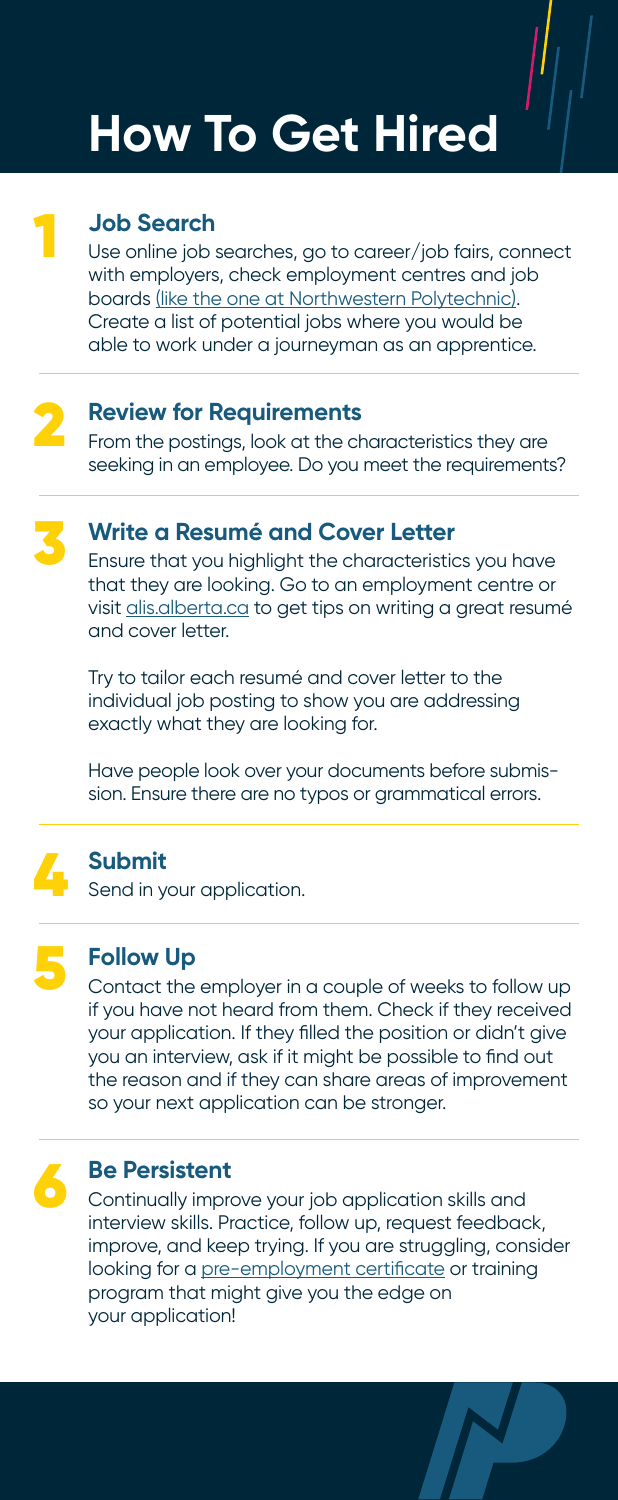# How To Get Hired

## 1 Job Search

Use online job searches, go to career/job fairs, connect with employers, check employment centres and job boards (like the one at Northwestern Polytechnic). Create a list of potential jobs where you would be able to work under a journeyman as an apprentice.

## 2 Review for Requirements

From the postings, look at the characteristics they are seeking in an employee. Do you meet the requirements?

## 3 Write a Resumé and Cover Letter

Ensure that you highlight the characteristics you have that they are looking. Go to an employment centre or visit alis.alberta.ca to get tips on writing a great resumé and cover letter.

Try to tailor each resumé and cover letter to the individual job posting to show you are addressing exactly what they are looking for.

Have people look over your documents before submission. Ensure there are no typos or grammatical errors.

## 4 Submit

Send in your application.

## 5 Follow Up

Contact the employer in a couple of weeks to follow up if you have not heard from them. Check if they received your application. If they filled the position or didn't give you an interview, ask if it might be possible to find out the reason and if they can share areas of improvement so your next application can be stronger.

## 6 Be Persistent

Continually improve your job application skills and interview skills. Practice, follow up, request feedback, improve, and keep trying. If you are struggling, consider looking for a pre-employment certificate or training program that might give you the edge on your application!